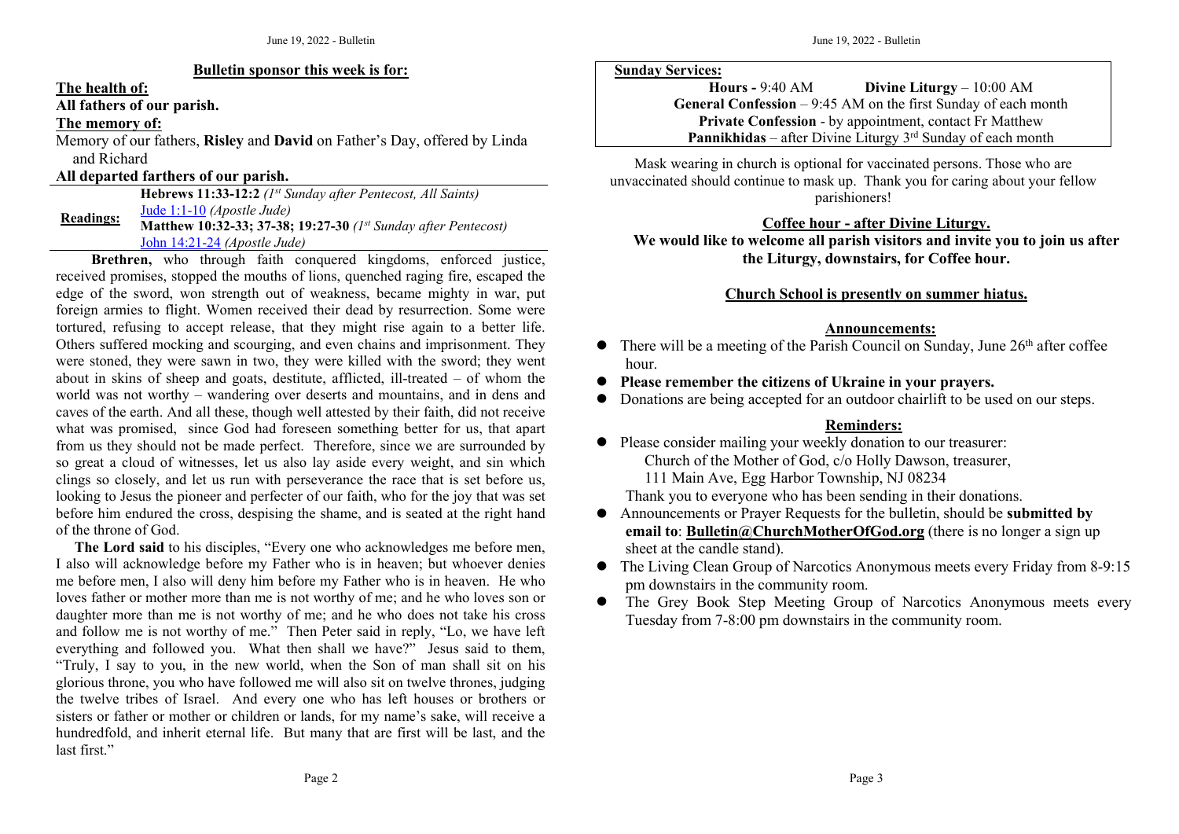**Bulletin sponsor this week is for:**

**The health of:**

**All fathers of our parish.**

**The memory of:**

Memory of our fathers, **Risley** and **David** on Father's Day, offered by Linda and Richard

**All departed farthers of our parish.**

| **Readings:** | **Hebrews 11:33-12:2** *(1st Sunday after Pentecost, All Saints)* |
|---|---|
| | Jude 1:1-10 *(Apostle Jude)* |
| | **Matthew 10:32-33; 37-38; 19:27-30** *(1st Sunday after Pentecost)* |
| | John 14:21-24 *(Apostle Jude)* |

**Brethren,** who through faith conquered kingdoms, enforced justice, received promises, stopped the mouths of lions, quenched raging fire, escaped the edge of the sword, won strength out of weakness, became mighty in war, put foreign armies to flight. Women received their dead by resurrection. Some were tortured, refusing to accept release, that they might rise again to a better life. Others suffered mocking and scourging, and even chains and imprisonment. They were stoned, they were sawn in two, they were killed with the sword; they went about in skins of sheep and goats, destitute, afflicted, ill-treated – of whom the world was not worthy – wandering over deserts and mountains, and in dens and caves of the earth. And all these, though well attested by their faith, did not receive what was promised, since God had foreseen something better for us, that apart from us they should not be made perfect. Therefore, since we are surrounded by so great a cloud of witnesses, let us also lay aside every weight, and sin which clings so closely, and let us run with perseverance the race that is set before us, looking to Jesus the pioneer and perfecter of our faith, who for the joy that was set before him endured the cross, despising the shame, and is seated at the right hand of the throne of God.

**The Lord said** to his disciples, "Every one who acknowledges me before men, I also will acknowledge before my Father who is in heaven; but whoever denies me before men, I also will deny him before my Father who is in heaven. He who loves father or mother more than me is not worthy of me; and he who loves son or daughter more than me is not worthy of me; and he who does not take his cross and follow me is not worthy of me." Then Peter said in reply, "Lo, we have left everything and followed you. What then shall we have?" Jesus said to them, "Truly, I say to you, in the new world, when the Son of man shall sit on his glorious throne, you who have followed me will also sit on twelve thrones, judging the twelve tribes of Israel. And every one who has left houses or brothers or sisters or father or mother or children or lands, for my name's sake, will receive a hundredfold, and inherit eternal life. But many that are first will be last, and the last first."

**Sunday Services:**

**Hours -** 9:40 AM **Divine Liturgy** – 10:00 AM

**General Confession** – 9:45 AM on the first Sunday of each month

**Private Confession** - by appointment, contact Fr Matthew

**Pannikhidas** – after Divine Liturgy 3rd Sunday of each month

Mask wearing in church is optional for vaccinated persons. Those who are unvaccinated should continue to mask up. Thank you for caring about your fellow parishioners!

**Coffee hour - after Divine Liturgy.**

**We would like to welcome all parish visitors and invite you to join us after the Liturgy, downstairs, for Coffee hour.**

**Church School is presently on summer hiatus.**

## Announcements:

- There will be a meeting of the Parish Council on Sunday, June 26th after coffee hour.
- **Please remember the citizens of Ukraine in your prayers.**
- Donations are being accepted for an outdoor chairlift to be used on our steps.

## Reminders:

- Please consider mailing your weekly donation to our treasurer:
  Church of the Mother of God, c/o Holly Dawson, treasurer,
  111 Main Ave, Egg Harbor Township, NJ 08234
  Thank you to everyone who has been sending in their donations.
- Announcements or Prayer Requests for the bulletin, should be **submitted by email to**: **Bulletin@ChurchMotherOfGod.org** (there is no longer a sign up sheet at the candle stand).
- The Living Clean Group of Narcotics Anonymous meets every Friday from 8-9:15 pm downstairs in the community room.
- The Grey Book Step Meeting Group of Narcotics Anonymous meets every Tuesday from 7-8:00 pm downstairs in the community room.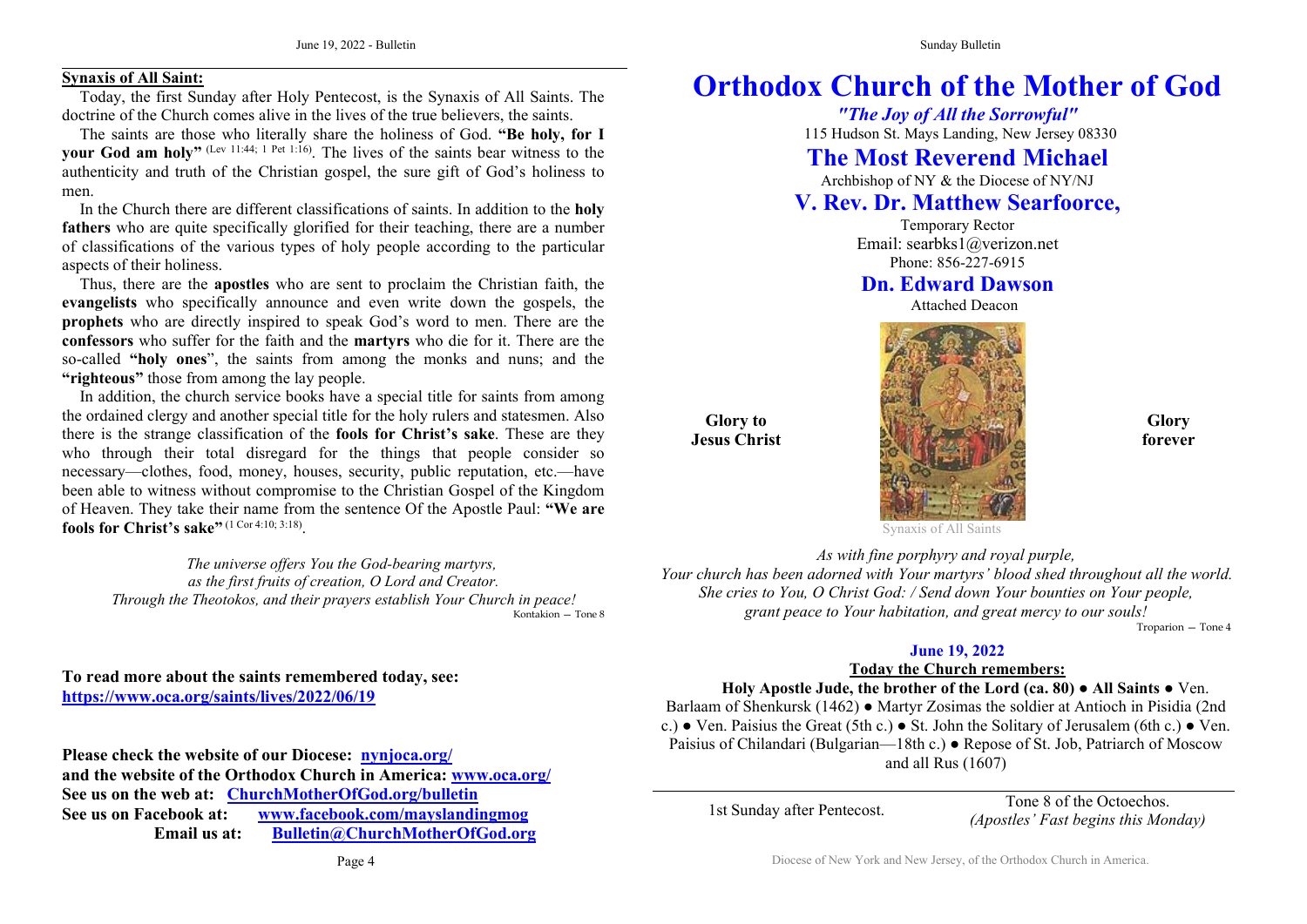## Synaxis of All Saint:

Today, the first Sunday after Holy Pentecost, is the Synaxis of All Saints. The doctrine of the Church comes alive in the lives of the true believers, the saints.

The saints are those who literally share the holiness of God. **"Be holy, for I your God am holy"** (Lev 11:44; 1 Pet 1:16). The lives of the saints bear witness to the authenticity and truth of the Christian gospel, the sure gift of God's holiness to men.

In the Church there are different classifications of saints. In addition to the **holy fathers** who are quite specifically glorified for their teaching, there are a number of classifications of the various types of holy people according to the particular aspects of their holiness.

Thus, there are the **apostles** who are sent to proclaim the Christian faith, the **evangelists** who specifically announce and even write down the gospels, the **prophets** who are directly inspired to speak God's word to men. There are the **confessors** who suffer for the faith and the **martyrs** who die for it. There are the so-called **"holy ones**", the saints from among the monks and nuns; and the **"righteous"** those from among the lay people.

In addition, the church service books have a special title for saints from among the ordained clergy and another special title for the holy rulers and statesmen. Also there is the strange classification of the **fools for Christ's sake**. These are they who through their total disregard for the things that people consider so necessary—clothes, food, money, houses, security, public reputation, etc.—have been able to witness without compromise to the Christian Gospel of the Kingdom of Heaven. They take their name from the sentence Of the Apostle Paul: **"We are fools for Christ's sake"** (1 Cor 4:10; 3:18).

*The universe offers You the God-bearing martyrs,*
*as the first fruits of creation, O Lord and Creator.*
*Through the Theotokos, and their prayers establish Your Church in peace!*

Kontakion — Tone 8

**To read more about the saints remembered today, see:**
**https://www.oca.org/saints/lives/2022/06/19**

**Please check the website of our Diocese: nynjoca.org/**
**and the website of the Orthodox Church in America: www.oca.org/**
**See us on the web at: ChurchMotherOfGod.org/bulletin**
**See us on Facebook at: www.facebook.com/mayslandingmog**
**Email us at: Bulletin@ChurchMotherOfGod.org**

# Orthodox Church of the Mother of God

*"The Joy of All the Sorrowful"*
115 Hudson St. Mays Landing, New Jersey 08330

## The Most Reverend Michael

Archbishop of NY & the Diocese of NY/NJ

## V. Rev. Dr. Matthew Searfoorce,

Temporary Rector
Email: searbks1@verizon.net
Phone: 856-227-6915

## Dn. Edward Dawson

Attached Deacon

**Glory to Jesus Christ** **Glory forever**

Synaxis of All Saints

*As with fine porphyry and royal purple,*
*Your church has been adorned with Your martyrs' blood shed throughout all the world.*
*She cries to You, O Christ God: / Send down Your bounties on Your people,*
*grant peace to Your habitation, and great mercy to our souls!*

Troparion — Tone 4

**June 19, 2022**

**Today the Church remembers:**

**Holy Apostle Jude, the brother of the Lord (ca. 80)** ● **All Saints** ● Ven. Barlaam of Shenkursk (1462) ● Martyr Zosimas the soldier at Antioch in Pisidia (2nd c.) ● Ven. Paisius the Great (5th c.) ● St. John the Solitary of Jerusalem (6th c.) ● Ven. Paisius of Chilandari (Bulgarian—18th c.) ● Repose of St. Job, Patriarch of Moscow and all Rus (1607)

1st Sunday after Pentecost.

Tone 8 of the Octoechos.
*(Apostles' Fast begins this Monday)*

Diocese of New York and New Jersey, of the Orthodox Church in America.